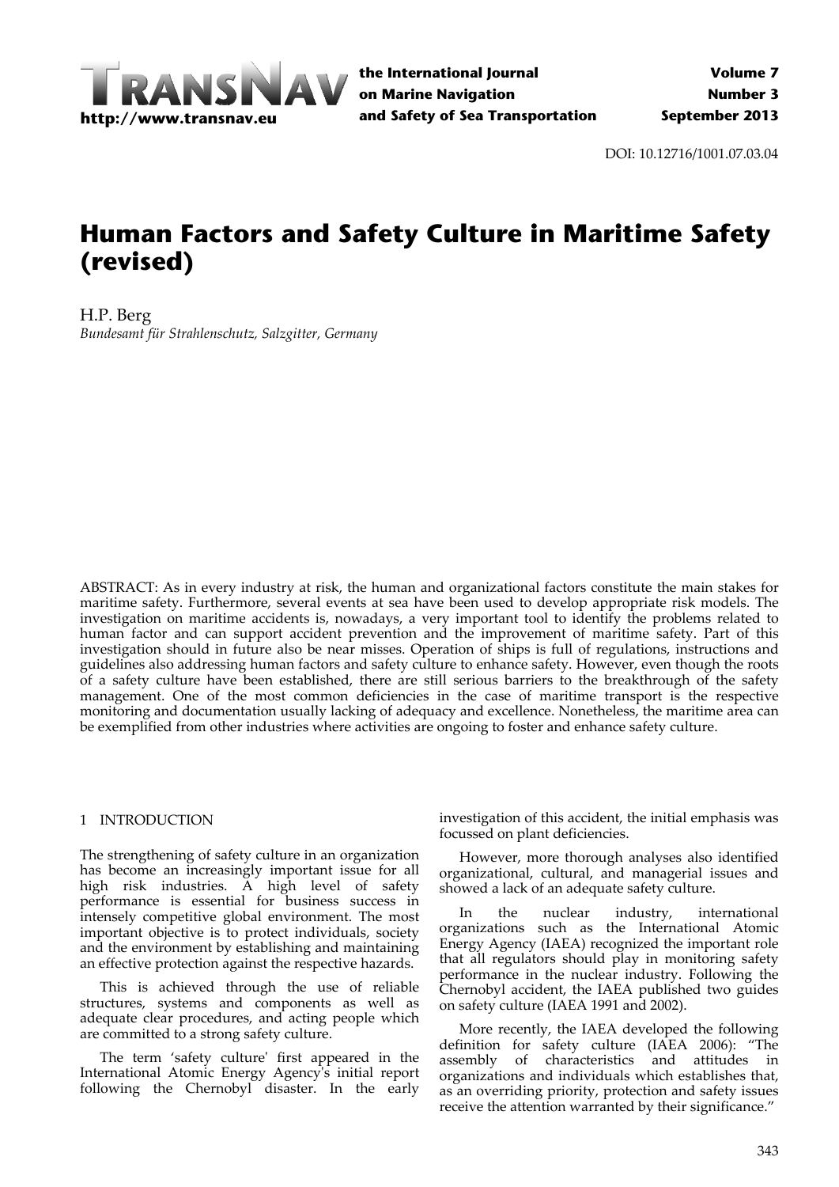DOI: 10.12716/1001.07.03.04

# Human Factors and Safety Culture in Maritime Safety (revised)

H.P. Berg

*Bundesamt für Strahlenschutz, Salzgitter, Germany*

ABSTRACT: As in every industry at risk, the human and organizational factors constitute the main stakes for maritime safety. Furthermore, several events at sea have been used to develop appropriate risk models. The investigation on maritime accidents is, nowadays, a very important tool to identify the problems related to human factor and can support accident prevention and the improvement of maritime safety. Part of this investigation should in future also be near misses. Operation of ships is full of regulations, instructions and guidelines also addressing human factors and safety culture to enhance safety. However, even though the roots of a safety culture have been established, there are still serious barriers to the breakthrough of the safety management. One of the most common deficiencies in the case of maritime transport is the respective monitoring and documentation usually lacking of adequacy and excellence. Nonetheless, the maritime area can be exemplified from other industries where activities are ongoing to foster and enhance safety culture.

## 1 INTRODUCTION

The strengthening of safety culture in an organization has become an increasingly important issue for all high risk industries. A high level of safety performance is essential for business success in intensely competitive global environment. The most important objective is to protect individuals, society and the environment by establishing and maintaining an effective protection against the respective hazards.

This is achieved through the use of reliable structures, systems and components as well as adequate clear procedures, and acting people which are committed to a strong safety culture.

The term 'safety culture' first appeared in the International Atomic Energy Agency's initial report following the Chernobyl disaster. In the early investigation of this accident, the initial emphasis was focussed on plant deficiencies.

However, more thorough analyses also identified organizational, cultural, and managerial issues and showed a lack of an adequate safety culture.

In the nuclear industry, international organizations such as the International Atomic Energy Agency (IAEA) recognized the important role that all regulators should play in monitoring safety performance in the nuclear industry. Following the Chernobyl accident, the IAEA published two guides on safety culture (IAEA 1991 and 2002).

More recently, the IAEA developed the following definition for safety culture (IAEA 2006): "The assembly of characteristics and attitudes in organizations and individuals which establishes that, as an overriding priority, protection and safety issues receive the attention warranted by their significance."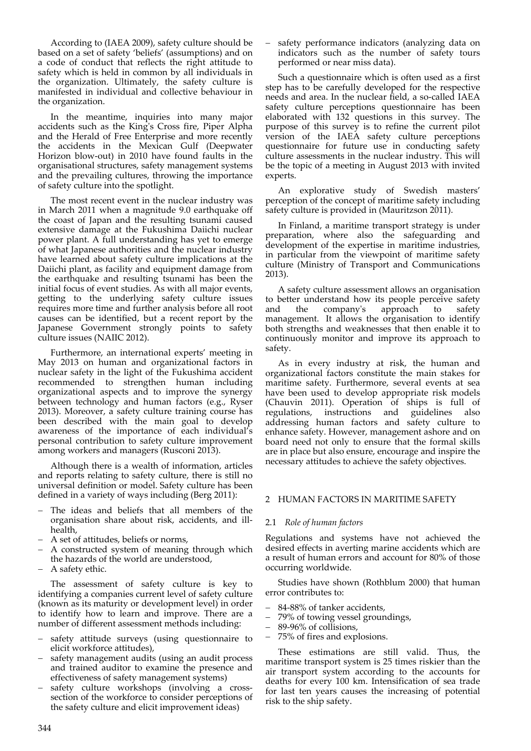According to (IAEA 2009), safety culture should be based on a set of safety 'beliefs' (assumptions) and on a code of conduct that reflects the right attitude to safety which is held in common by all individuals in the organization. Ultimately, the safety culture is manifested in individual and collective behaviour in the organization.

In the meantime, inquiries into many major accidents such as the King's Cross fire, Piper Alpha and the Herald of Free Enterprise and more recently the accidents in the Mexican Gulf (Deepwater Horizon blow-out) in 2010 have found faults in the organisational structures, safety management systems and the prevailing cultures, throwing the importance of safety culture into the spotlight.

The most recent event in the nuclear industry was in March 2011 when a magnitude 9.0 earthquake off the coast of Japan and the resulting tsunami caused extensive damage at the Fukushima Daiichi nuclear power plant. A full understanding has yet to emerge of what Japanese authorities and the nuclear industry have learned about safety culture implications at the Daiichi plant, as facility and equipment damage from the earthquake and resulting tsunami has been the initial focus of event studies. As with all major events, getting to the underlying safety culture issues requires more time and further analysis before all root causes can be identified, but a recent report by the Japanese Government strongly points to safety culture issues (NAIIC 2012).

Furthermore, an international experts' meeting in May 2013 on human and organizational factors in nuclear safety in the light of the Fukushima accident recommended to strengthen human including organizational aspects and to improve the synergy between technology and human factors (e.g., Ryser 2013). Moreover, a safety culture training course has been described with the main goal to develop awareness of the importance of each individual's personal contribution to safety culture improvement among workers and managers (Rusconi 2013).

Although there is a wealth of information, articles and reports relating to safety culture, there is still no universal definition or model. Safety culture has been defined in a variety of ways including (Berg 2011):

- The ideas and beliefs that all members of the organisation share about risk, accidents, and ill-health,
- A set of attitudes, beliefs or norms,
- A constructed system of meaning through which the hazards of the world are understood,
- A safety ethic.

The assessment of safety culture is key to identifying a companies current level of safety culture (known as its maturity or development level) in order to identify how to learn and improve. There are a number of different assessment methods including:

- safety attitude surveys (using questionnaire to elicit workforce attitudes),
- safety management audits (using an audit process and trained auditor to examine the presence and effectiveness of safety management systems)
- safety culture workshops (involving a cross-section of the workforce to consider perceptions of the safety culture and elicit improvement ideas)
- safety performance indicators (analyzing data on indicators such as the number of safety tours performed or near miss data).

Such a questionnaire which is often used as a first step has to be carefully developed for the respective needs and area. In the nuclear field, a so-called IAEA safety culture perceptions questionnaire has been elaborated with 132 questions in this survey. The purpose of this survey is to refine the current pilot version of the IAEA safety culture perceptions questionnaire for future use in conducting safety culture assessments in the nuclear industry. This will be the topic of a meeting in August 2013 with invited experts.

An explorative study of Swedish masters' perception of the concept of maritime safety including safety culture is provided in (Mauritzson 2011).

In Finland, a maritime transport strategy is under preparation, where also the safeguarding and development of the expertise in maritime industries, in particular from the viewpoint of maritime safety culture (Ministry of Transport and Communications 2013).

A safety culture assessment allows an organisation to better understand how its people perceive safety and the company's approach to safety management. It allows the organisation to identify both strengths and weaknesses that then enable it to continuously monitor and improve its approach to safety.

As in every industry at risk, the human and organizational factors constitute the main stakes for maritime safety. Furthermore, several events at sea have been used to develop appropriate risk models (Chauvin 2011). Operation of ships is full of regulations, instructions and guidelines also addressing human factors and safety culture to enhance safety. However, management ashore and on board need not only to ensure that the formal skills are in place but also ensure, encourage and inspire the necessary attitudes to achieve the safety objectives.

## 2 HUMAN FACTORS IN MARITIME SAFETY

### 2.1 *Role of human factors*

Regulations and systems have not achieved the desired effects in averting marine accidents which are a result of human errors and account for 80% of those occurring worldwide.

Studies have shown (Rothblum 2000) that human error contributes to:

- 84-88% of tanker accidents,
- 79% of towing vessel groundings,
- 89-96% of collisions,
- 75% of fires and explosions.

These estimations are still valid. Thus, the maritime transport system is 25 times riskier than the air transport system according to the accounts for deaths for every 100 km. Intensification of sea trade for last ten years causes the increasing of potential risk to the ship safety.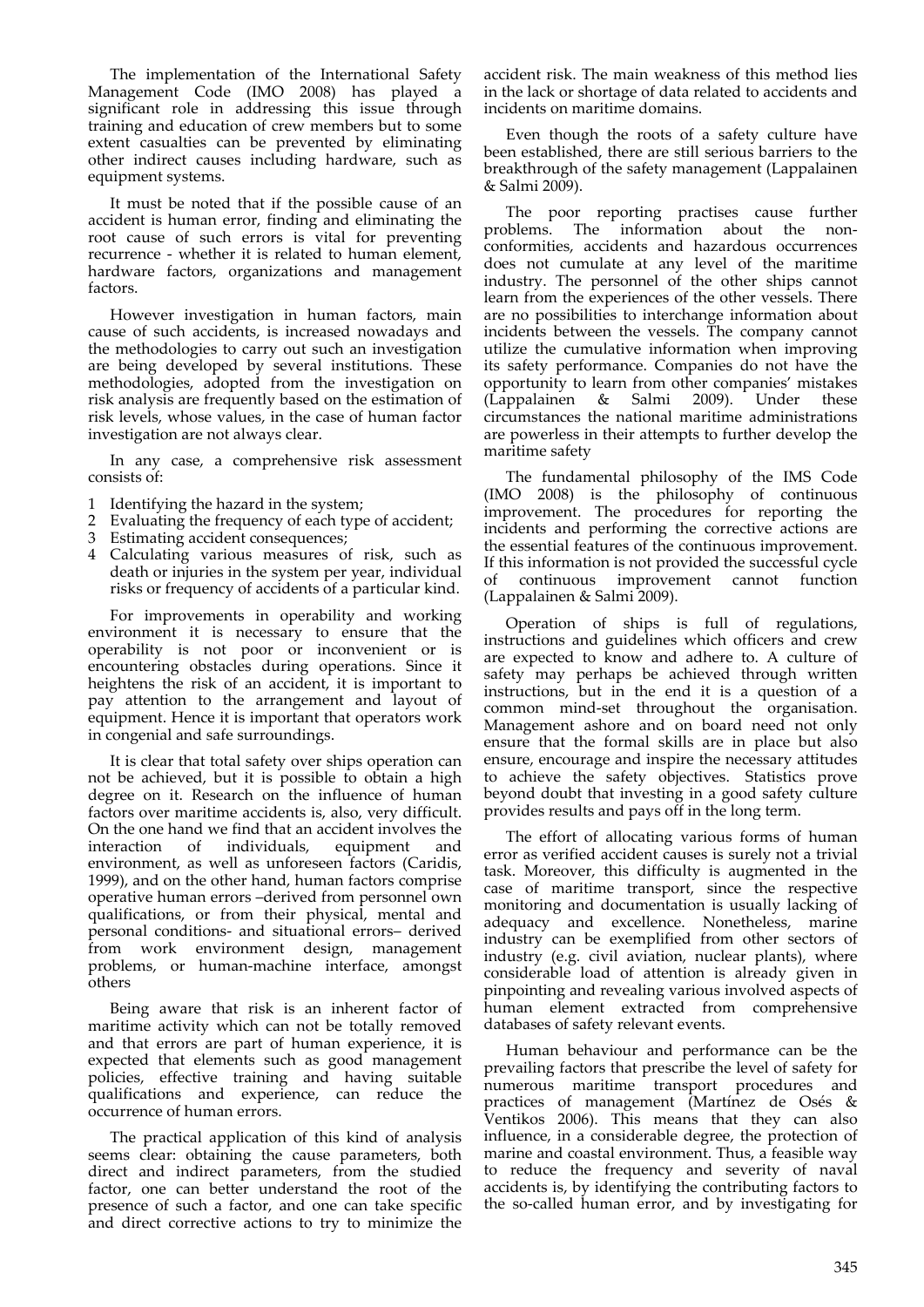The implementation of the International Safety Management Code (IMO 2008) has played a significant role in addressing this issue through training and education of crew members but to some extent casualties can be prevented by eliminating other indirect causes including hardware, such as equipment systems.

It must be noted that if the possible cause of an accident is human error, finding and eliminating the root cause of such errors is vital for preventing recurrence - whether it is related to human element, hardware factors, organizations and management factors.

However investigation in human factors, main cause of such accidents, is increased nowadays and the methodologies to carry out such an investigation are being developed by several institutions. These methodologies, adopted from the investigation on risk analysis are frequently based on the estimation of risk levels, whose values, in the case of human factor investigation are not always clear.

In any case, a comprehensive risk assessment consists of:

1 Identifying the hazard in the system;
2 Evaluating the frequency of each type of accident;
3 Estimating accident consequences;
4 Calculating various measures of risk, such as death or injuries in the system per year, individual risks or frequency of accidents of a particular kind.

For improvements in operability and working environment it is necessary to ensure that the operability is not poor or inconvenient or is encountering obstacles during operations. Since it heightens the risk of an accident, it is important to pay attention to the arrangement and layout of equipment. Hence it is important that operators work in congenial and safe surroundings.

It is clear that total safety over ships operation can not be achieved, but it is possible to obtain a high degree on it. Research on the influence of human factors over maritime accidents is, also, very difficult. On the one hand we find that an accident involves the interaction of individuals, equipment and environment, as well as unforeseen factors (Caridis, 1999), and on the other hand, human factors comprise operative human errors –derived from personnel own qualifications, or from their physical, mental and personal conditions- and situational errors– derived from work environment design, management problems, or human-machine interface, amongst others

Being aware that risk is an inherent factor of maritime activity which can not be totally removed and that errors are part of human experience, it is expected that elements such as good management policies, effective training and having suitable qualifications and experience, can reduce the occurrence of human errors.

The practical application of this kind of analysis seems clear: obtaining the cause parameters, both direct and indirect parameters, from the studied factor, one can better understand the root of the presence of such a factor, and one can take specific and direct corrective actions to try to minimize the accident risk. The main weakness of this method lies in the lack or shortage of data related to accidents and incidents on maritime domains.

Even though the roots of a safety culture have been established, there are still serious barriers to the breakthrough of the safety management (Lappalainen & Salmi 2009).

The poor reporting practises cause further problems. The information about the non-conformities, accidents and hazardous occurrences does not cumulate at any level of the maritime industry. The personnel of the other ships cannot learn from the experiences of the other vessels. There are no possibilities to interchange information about incidents between the vessels. The company cannot utilize the cumulative information when improving its safety performance. Companies do not have the opportunity to learn from other companies' mistakes (Lappalainen & Salmi 2009). Under these circumstances the national maritime administrations are powerless in their attempts to further develop the maritime safety

The fundamental philosophy of the IMS Code (IMO 2008) is the philosophy of continuous improvement. The procedures for reporting the incidents and performing the corrective actions are the essential features of the continuous improvement. If this information is not provided the successful cycle of continuous improvement cannot function (Lappalainen & Salmi 2009).

Operation of ships is full of regulations, instructions and guidelines which officers and crew are expected to know and adhere to. A culture of safety may perhaps be achieved through written instructions, but in the end it is a question of a common mind-set throughout the organisation. Management ashore and on board need not only ensure that the formal skills are in place but also ensure, encourage and inspire the necessary attitudes to achieve the safety objectives. Statistics prove beyond doubt that investing in a good safety culture provides results and pays off in the long term.

The effort of allocating various forms of human error as verified accident causes is surely not a trivial task. Moreover, this difficulty is augmented in the case of maritime transport, since the respective monitoring and documentation is usually lacking of adequacy and excellence. Nonetheless, marine industry can be exemplified from other sectors of industry (e.g. civil aviation, nuclear plants), where considerable load of attention is already given in pinpointing and revealing various involved aspects of human element extracted from comprehensive databases of safety relevant events.

Human behaviour and performance can be the prevailing factors that prescribe the level of safety for numerous maritime transport procedures and practices of management (Martínez de Osés & Ventikos 2006). This means that they can also influence, in a considerable degree, the protection of marine and coastal environment. Thus, a feasible way to reduce the frequency and severity of naval accidents is, by identifying the contributing factors to the so-called human error, and by investigating for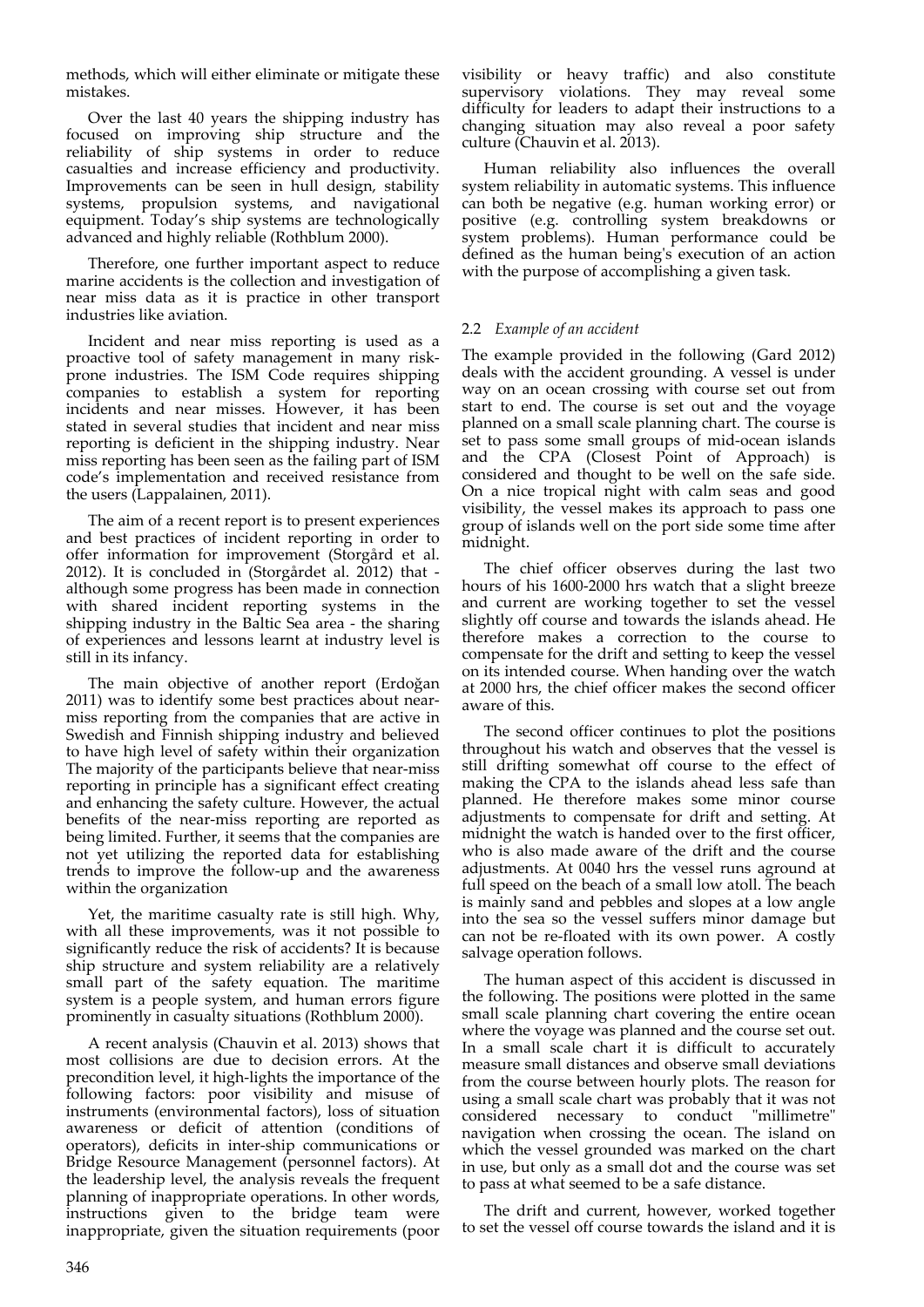methods, which will either eliminate or mitigate these mistakes.

Over the last 40 years the shipping industry has focused on improving ship structure and the reliability of ship systems in order to reduce casualties and increase efficiency and productivity. Improvements can be seen in hull design, stability systems, propulsion systems, and navigational equipment. Today's ship systems are technologically advanced and highly reliable (Rothblum 2000).

Therefore, one further important aspect to reduce marine accidents is the collection and investigation of near miss data as it is practice in other transport industries like aviation.

Incident and near miss reporting is used as a proactive tool of safety management in many risk-prone industries. The ISM Code requires shipping companies to establish a system for reporting incidents and near misses. However, it has been stated in several studies that incident and near miss reporting is deficient in the shipping industry. Near miss reporting has been seen as the failing part of ISM code's implementation and received resistance from the users (Lappalainen, 2011).

The aim of a recent report is to present experiences and best practices of incident reporting in order to offer information for improvement (Storgård et al. 2012). It is concluded in (Storgårdet al. 2012) that - although some progress has been made in connection with shared incident reporting systems in the shipping industry in the Baltic Sea area - the sharing of experiences and lessons learnt at industry level is still in its infancy.

The main objective of another report (Erdoğan 2011) was to identify some best practices about near-miss reporting from the companies that are active in Swedish and Finnish shipping industry and believed to have high level of safety within their organization The majority of the participants believe that near-miss reporting in principle has a significant effect creating and enhancing the safety culture. However, the actual benefits of the near-miss reporting are reported as being limited. Further, it seems that the companies are not yet utilizing the reported data for establishing trends to improve the follow-up and the awareness within the organization

Yet, the maritime casualty rate is still high. Why, with all these improvements, was it not possible to significantly reduce the risk of accidents? It is because ship structure and system reliability are a relatively small part of the safety equation. The maritime system is a people system, and human errors figure prominently in casualty situations (Rothblum 2000).

A recent analysis (Chauvin et al. 2013) shows that most collisions are due to decision errors. At the precondition level, it high-lights the importance of the following factors: poor visibility and misuse of instruments (environmental factors), loss of situation awareness or deficit of attention (conditions of operators), deficits in inter-ship communications or Bridge Resource Management (personnel factors). At the leadership level, the analysis reveals the frequent planning of inappropriate operations. In other words, instructions given to the bridge team were inappropriate, given the situation requirements (poor visibility or heavy traffic) and also constitute supervisory violations. They may reveal some difficulty for leaders to adapt their instructions to a changing situation may also reveal a poor safety culture (Chauvin et al. 2013).

Human reliability also influences the overall system reliability in automatic systems. This influence can both be negative (e.g. human working error) or positive (e.g. controlling system breakdowns or system problems). Human performance could be defined as the human being's execution of an action with the purpose of accomplishing a given task.

### 2.2 *Example of an accident*

The example provided in the following (Gard 2012) deals with the accident grounding. A vessel is under way on an ocean crossing with course set out from start to end. The course is set out and the voyage planned on a small scale planning chart. The course is set to pass some small groups of mid-ocean islands and the CPA (Closest Point of Approach) is considered and thought to be well on the safe side. On a nice tropical night with calm seas and good visibility, the vessel makes its approach to pass one group of islands well on the port side some time after midnight.

The chief officer observes during the last two hours of his 1600-2000 hrs watch that a slight breeze and current are working together to set the vessel slightly off course and towards the islands ahead. He therefore makes a correction to the course to compensate for the drift and setting to keep the vessel on its intended course. When handing over the watch at 2000 hrs, the chief officer makes the second officer aware of this.

The second officer continues to plot the positions throughout his watch and observes that the vessel is still drifting somewhat off course to the effect of making the CPA to the islands ahead less safe than planned. He therefore makes some minor course adjustments to compensate for drift and setting. At midnight the watch is handed over to the first officer, who is also made aware of the drift and the course adjustments. At 0040 hrs the vessel runs aground at full speed on the beach of a small low atoll. The beach is mainly sand and pebbles and slopes at a low angle into the sea so the vessel suffers minor damage but can not be re-floated with its own power. A costly salvage operation follows.

The human aspect of this accident is discussed in the following. The positions were plotted in the same small scale planning chart covering the entire ocean where the voyage was planned and the course set out. In a small scale chart it is difficult to accurately measure small distances and observe small deviations from the course between hourly plots. The reason for using a small scale chart was probably that it was not considered necessary to conduct "millimetre" navigation when crossing the ocean. The island on which the vessel grounded was marked on the chart in use, but only as a small dot and the course was set to pass at what seemed to be a safe distance.

The drift and current, however, worked together to set the vessel off course towards the island and it is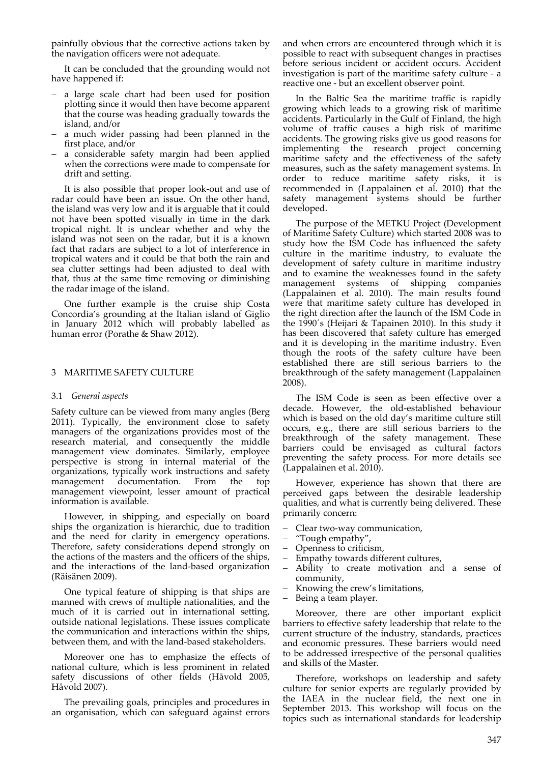painfully obvious that the corrective actions taken by the navigation officers were not adequate.

It can be concluded that the grounding would not have happened if:

- a large scale chart had been used for position plotting since it would then have become apparent that the course was heading gradually towards the island, and/or
- a much wider passing had been planned in the first place, and/or
- a considerable safety margin had been applied when the corrections were made to compensate for drift and setting.

It is also possible that proper look-out and use of radar could have been an issue. On the other hand, the island was very low and it is arguable that it could not have been spotted visually in time in the dark tropical night. It is unclear whether and why the island was not seen on the radar, but it is a known fact that radars are subject to a lot of interference in tropical waters and it could be that both the rain and sea clutter settings had been adjusted to deal with that, thus at the same time removing or diminishing the radar image of the island.

One further example is the cruise ship Costa Concordia's grounding at the Italian island of Giglio in January 2012 which will probably labelled as human error (Porathe & Shaw 2012).

## 3 MARITIME SAFETY CULTURE

### 3.1 *General aspects*

Safety culture can be viewed from many angles (Berg 2011). Typically, the environment close to safety managers of the organizations provides most of the research material, and consequently the middle management view dominates. Similarly, employee perspective is strong in internal material of the organizations, typically work instructions and safety management documentation. From the top management viewpoint, lesser amount of practical information is available.

However, in shipping, and especially on board ships the organization is hierarchic, due to tradition and the need for clarity in emergency operations. Therefore, safety considerations depend strongly on the actions of the masters and the officers of the ships, and the interactions of the land-based organization (Räisänen 2009).

One typical feature of shipping is that ships are manned with crews of multiple nationalities, and the much of it is carried out in international setting, outside national legislations. These issues complicate the communication and interactions within the ships, between them, and with the land-based stakeholders.

Moreover one has to emphasize the effects of national culture, which is less prominent in related safety discussions of other fields (Håvold 2005, Håvold 2007).

The prevailing goals, principles and procedures in an organisation, which can safeguard against errors and when errors are encountered through which it is possible to react with subsequent changes in practises before serious incident or accident occurs. Accident investigation is part of the maritime safety culture - a reactive one - but an excellent observer point.

In the Baltic Sea the maritime traffic is rapidly growing which leads to a growing risk of maritime accidents. Particularly in the Gulf of Finland, the high volume of traffic causes a high risk of maritime accidents. The growing risks give us good reasons for implementing the research project concerning maritime safety and the effectiveness of the safety measures, such as the safety management systems. In order to reduce maritime safety risks, it is recommended in (Lappalainen et al. 2010) that the safety management systems should be further developed.

The purpose of the METKU Project (Development of Maritime Safety Culture) which started 2008 was to study how the ISM Code has influenced the safety culture in the maritime industry, to evaluate the development of safety culture in maritime industry and to examine the weaknesses found in the safety management systems of shipping companies (Lappalainen et al. 2010). The main results found were that maritime safety culture has developed in the right direction after the launch of the ISM Code in the 1990´s (Heijari & Tapainen 2010). In this study it has been discovered that safety culture has emerged and it is developing in the maritime industry. Even though the roots of the safety culture have been established there are still serious barriers to the breakthrough of the safety management (Lappalainen 2008).

The ISM Code is seen as been effective over a decade. However, the old-established behaviour which is based on the old day's maritime culture still occurs, e.g., there are still serious barriers to the breakthrough of the safety management. These barriers could be envisaged as cultural factors preventing the safety process. For more details see (Lappalainen et al. 2010).

However, experience has shown that there are perceived gaps between the desirable leadership qualities, and what is currently being delivered. These primarily concern:

- Clear two-way communication,
- "Tough empathy",
- Openness to criticism,
- Empathy towards different cultures,
- Ability to create motivation and a sense of community,
- Knowing the crew's limitations,
- Being a team player.

Moreover, there are other important explicit barriers to effective safety leadership that relate to the current structure of the industry, standards, practices and economic pressures. These barriers would need to be addressed irrespective of the personal qualities and skills of the Master.

Therefore, workshops on leadership and safety culture for senior experts are regularly provided by the IAEA in the nuclear field, the next one in September 2013. This workshop will focus on the topics such as international standards for leadership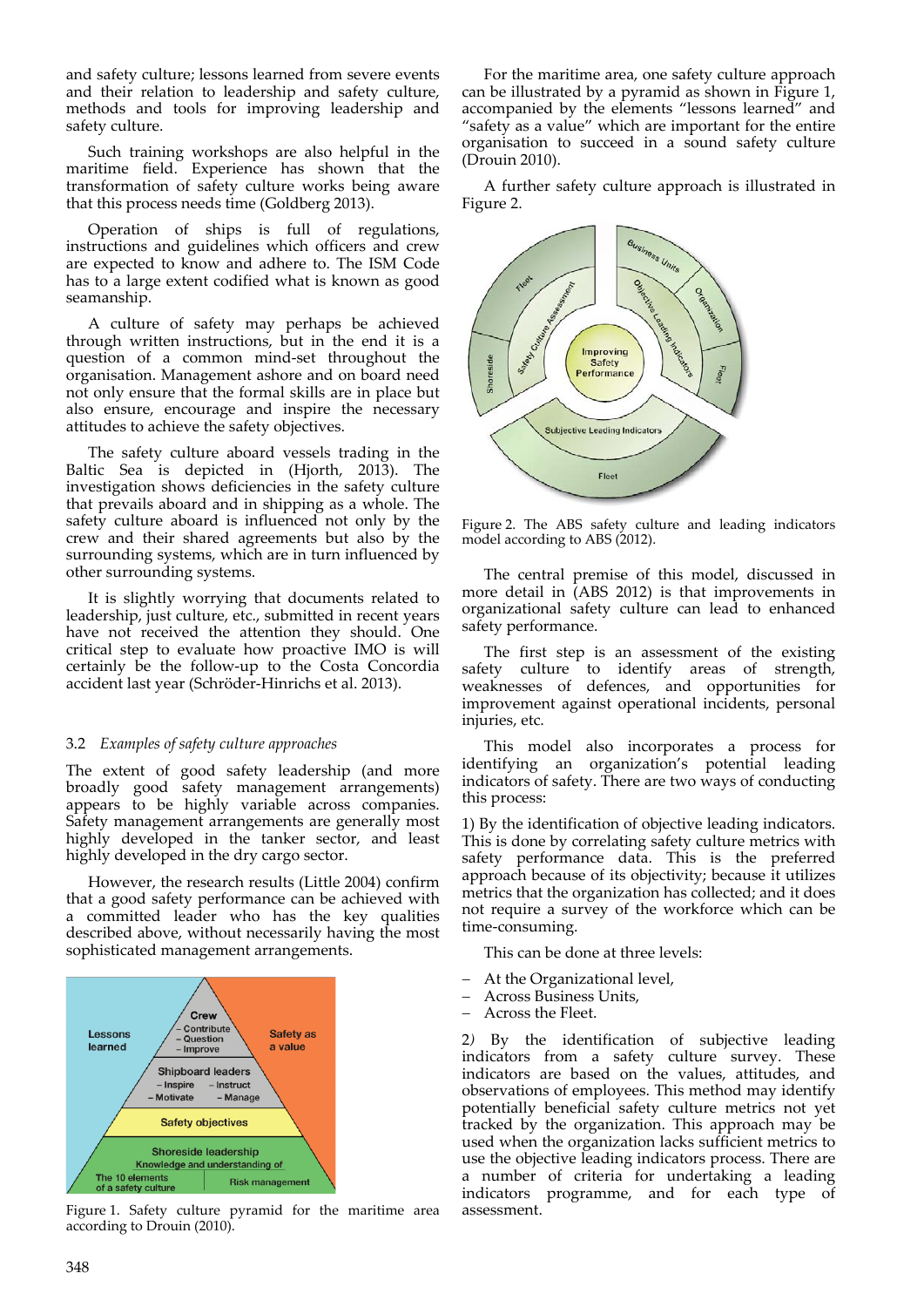and safety culture; lessons learned from severe events and their relation to leadership and safety culture, methods and tools for improving leadership and safety culture.

Such training workshops are also helpful in the maritime field. Experience has shown that the transformation of safety culture works being aware that this process needs time (Goldberg 2013).

Operation of ships is full of regulations, instructions and guidelines which officers and crew are expected to know and adhere to. The ISM Code has to a large extent codified what is known as good seamanship.

A culture of safety may perhaps be achieved through written instructions, but in the end it is a question of a common mind-set throughout the organisation. Management ashore and on board need not only ensure that the formal skills are in place but also ensure, encourage and inspire the necessary attitudes to achieve the safety objectives.

The safety culture aboard vessels trading in the Baltic Sea is depicted in (Hjorth, 2013). The investigation shows deficiencies in the safety culture that prevails aboard and in shipping as a whole. The safety culture aboard is influenced not only by the crew and their shared agreements but also by the surrounding systems, which are in turn influenced by other surrounding systems.

It is slightly worrying that documents related to leadership, just culture, etc., submitted in recent years have not received the attention they should. One critical step to evaluate how proactive IMO is will certainly be the follow-up to the Costa Concordia accident last year (Schröder-Hinrichs et al. 2013).

### 3.2 *Examples of safety culture approaches*

The extent of good safety leadership (and more broadly good safety management arrangements) appears to be highly variable across companies. Safety management arrangements are generally most highly developed in the tanker sector, and least highly developed in the dry cargo sector.

However, the research results (Little 2004) confirm that a good safety performance can be achieved with a committed leader who has the key qualities described above, without necessarily having the most sophisticated management arrangements.

Figure 1. Safety culture pyramid for the maritime area according to Drouin (2010).

For the maritime area, one safety culture approach can be illustrated by a pyramid as shown in Figure 1, accompanied by the elements "lessons learned" and "safety as a value" which are important for the entire organisation to succeed in a sound safety culture (Drouin 2010).

A further safety culture approach is illustrated in Figure 2.

Figure 2. The ABS safety culture and leading indicators model according to ABS (2012).

The central premise of this model, discussed in more detail in (ABS 2012) is that improvements in organizational safety culture can lead to enhanced safety performance.

The first step is an assessment of the existing safety culture to identify areas of strength, weaknesses of defences, and opportunities for improvement against operational incidents, personal injuries, etc.

This model also incorporates a process for identifying an organization's potential leading indicators of safety. There are two ways of conducting this process:

1) By the identification of objective leading indicators. This is done by correlating safety culture metrics with safety performance data. This is the preferred approach because of its objectivity; because it utilizes metrics that the organization has collected; and it does not require a survey of the workforce which can be time-consuming.

This can be done at three levels:

- At the Organizational level,
- Across Business Units,
- Across the Fleet.

2) By the identification of subjective leading indicators from a safety culture survey. These indicators are based on the values, attitudes, and observations of employees. This method may identify potentially beneficial safety culture metrics not yet tracked by the organization. This approach may be used when the organization lacks sufficient metrics to use the objective leading indicators process. There are a number of criteria for undertaking a leading indicators programme, and for each type of assessment.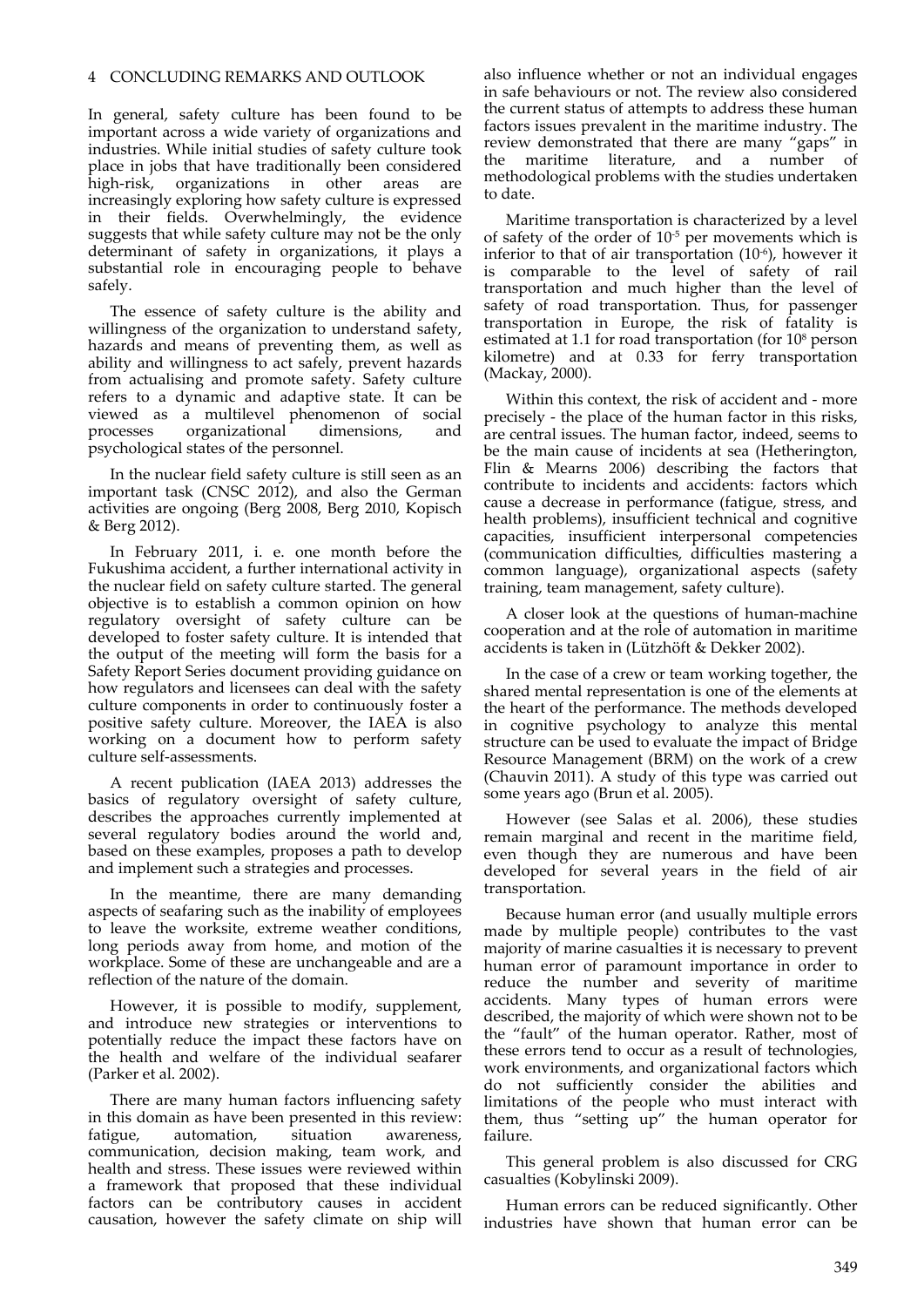## 4 CONCLUDING REMARKS AND OUTLOOK

In general, safety culture has been found to be important across a wide variety of organizations and industries. While initial studies of safety culture took place in jobs that have traditionally been considered high-risk, organizations in other areas are increasingly exploring how safety culture is expressed in their fields. Overwhelmingly, the evidence suggests that while safety culture may not be the only determinant of safety in organizations, it plays a substantial role in encouraging people to behave safely.

The essence of safety culture is the ability and willingness of the organization to understand safety, hazards and means of preventing them, as well as ability and willingness to act safely, prevent hazards from actualising and promote safety. Safety culture refers to a dynamic and adaptive state. It can be viewed as a multilevel phenomenon of social processes organizational dimensions, and psychological states of the personnel.

In the nuclear field safety culture is still seen as an important task (CNSC 2012), and also the German activities are ongoing (Berg 2008, Berg 2010, Kopisch & Berg 2012).

In February 2011, i. e. one month before the Fukushima accident, a further international activity in the nuclear field on safety culture started. The general objective is to establish a common opinion on how regulatory oversight of safety culture can be developed to foster safety culture. It is intended that the output of the meeting will form the basis for a Safety Report Series document providing guidance on how regulators and licensees can deal with the safety culture components in order to continuously foster a positive safety culture. Moreover, the IAEA is also working on a document how to perform safety culture self-assessments.

A recent publication (IAEA 2013) addresses the basics of regulatory oversight of safety culture, describes the approaches currently implemented at several regulatory bodies around the world and, based on these examples, proposes a path to develop and implement such a strategies and processes.

In the meantime, there are many demanding aspects of seafaring such as the inability of employees to leave the worksite, extreme weather conditions, long periods away from home, and motion of the workplace. Some of these are unchangeable and are a reflection of the nature of the domain.

However, it is possible to modify, supplement, and introduce new strategies or interventions to potentially reduce the impact these factors have on the health and welfare of the individual seafarer (Parker et al. 2002).

There are many human factors influencing safety in this domain as have been presented in this review: fatigue, automation, situation awareness, communication, decision making, team work, and health and stress. These issues were reviewed within a framework that proposed that these individual factors can be contributory causes in accident causation, however the safety climate on ship will also influence whether or not an individual engages in safe behaviours or not. The review also considered the current status of attempts to address these human factors issues prevalent in the maritime industry. The review demonstrated that there are many "gaps" in the maritime literature, and a number of methodological problems with the studies undertaken to date.

Maritime transportation is characterized by a level of safety of the order of $10^{-5}$ per movements which is inferior to that of air transportation ($10^{-6}$), however it is comparable to the level of safety of rail transportation and much higher than the level of safety of road transportation. Thus, for passenger transportation in Europe, the risk of fatality is estimated at 1.1 for road transportation (for $10^{8}$ person kilometre) and at 0.33 for ferry transportation (Mackay, 2000).

Within this context, the risk of accident and - more precisely - the place of the human factor in this risks, are central issues. The human factor, indeed, seems to be the main cause of incidents at sea (Hetherington, Flin & Mearns 2006) describing the factors that contribute to incidents and accidents: factors which cause a decrease in performance (fatigue, stress, and health problems), insufficient technical and cognitive capacities, insufficient interpersonal competencies (communication difficulties, difficulties mastering a common language), organizational aspects (safety training, team management, safety culture).

A closer look at the questions of human-machine cooperation and at the role of automation in maritime accidents is taken in (Lützhöft & Dekker 2002).

In the case of a crew or team working together, the shared mental representation is one of the elements at the heart of the performance. The methods developed in cognitive psychology to analyze this mental structure can be used to evaluate the impact of Bridge Resource Management (BRM) on the work of a crew (Chauvin 2011). A study of this type was carried out some years ago (Brun et al. 2005).

However (see Salas et al. 2006), these studies remain marginal and recent in the maritime field, even though they are numerous and have been developed for several years in the field of air transportation.

Because human error (and usually multiple errors made by multiple people) contributes to the vast majority of marine casualties it is necessary to prevent human error of paramount importance in order to reduce the number and severity of maritime accidents. Many types of human errors were described, the majority of which were shown not to be the "fault" of the human operator. Rather, most of these errors tend to occur as a result of technologies, work environments, and organizational factors which do not sufficiently consider the abilities and limitations of the people who must interact with them, thus "setting up" the human operator for failure.

This general problem is also discussed for CRG casualties (Kobylinski 2009).

Human errors can be reduced significantly. Other industries have shown that human error can be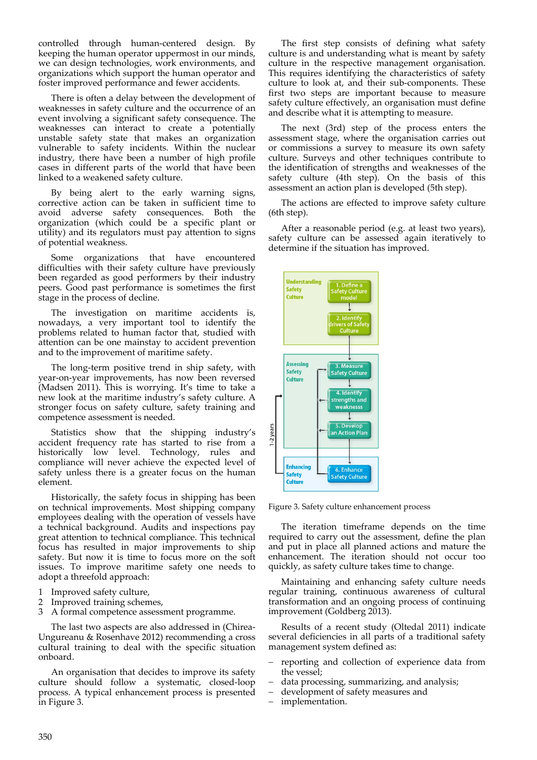controlled through human-centered design. By keeping the human operator uppermost in our minds, we can design technologies, work environments, and organizations which support the human operator and foster improved performance and fewer accidents.

There is often a delay between the development of weaknesses in safety culture and the occurrence of an event involving a significant safety consequence. The weaknesses can interact to create a potentially unstable safety state that makes an organization vulnerable to safety incidents. Within the nuclear industry, there have been a number of high profile cases in different parts of the world that have been linked to a weakened safety culture.

By being alert to the early warning signs, corrective action can be taken in sufficient time to avoid adverse safety consequences. Both the organization (which could be a specific plant or utility) and its regulators must pay attention to signs of potential weakness.

Some organizations that have encountered difficulties with their safety culture have previously been regarded as good performers by their industry peers. Good past performance is sometimes the first stage in the process of decline.

The investigation on maritime accidents is, nowadays, a very important tool to identify the problems related to human factor that, studied with attention can be one mainstay to accident prevention and to the improvement of maritime safety.

The long-term positive trend in ship safety, with year-on-year improvements, has now been reversed (Madsen 2011). This is worrying. It's time to take a new look at the maritime industry's safety culture. A stronger focus on safety culture, safety training and competence assessment is needed.

Statistics show that the shipping industry's accident frequency rate has started to rise from a historically low level. Technology, rules and compliance will never achieve the expected level of safety unless there is a greater focus on the human element.

Historically, the safety focus in shipping has been on technical improvements. Most shipping company employees dealing with the operation of vessels have a technical background. Audits and inspections pay great attention to technical compliance. This technical focus has resulted in major improvements to ship safety. But now it is time to focus more on the soft issues. To improve maritime safety one needs to adopt a threefold approach:

1 Improved safety culture,
2 Improved training schemes,
3 A formal competence assessment programme.

The last two aspects are also addressed in (Chirea-Ungureanu & Rosenhave 2012) recommending a cross cultural training to deal with the specific situation onboard.

An organisation that decides to improve its safety culture should follow a systematic, closed-loop process. A typical enhancement process is presented in Figure 3.

The first step consists of defining what safety culture is and understanding what is meant by safety culture in the respective management organisation. This requires identifying the characteristics of safety culture to look at, and their sub-components. These first two steps are important because to measure safety culture effectively, an organisation must define and describe what it is attempting to measure.

The next (3rd) step of the process enters the assessment stage, where the organisation carries out or commissions a survey to measure its own safety culture. Surveys and other techniques contribute to the identification of strengths and weaknesses of the safety culture (4th step). On the basis of this assessment an action plan is developed (5th step).

The actions are effected to improve safety culture (6th step).

After a reasonable period (e.g. at least two years), safety culture can be assessed again iteratively to determine if the situation has improved.

Understanding Safety Culture
1. Define a Safety Culture model
2. Identify drivers of Safety Culture
Assessing Safety Culture
3. Measure Safety Culture
4. Identify strengths and weakness
5. Develop an Action Plan
Enhancing Safety Culture
6. Enhance Safety Culture
1-2 years

Figure 3. Safety culture enhancement process

The iteration timeframe depends on the time required to carry out the assessment, define the plan and put in place all planned actions and mature the enhancement. The iteration should not occur too quickly, as safety culture takes time to change.

Maintaining and enhancing safety culture needs regular training, continuous awareness of cultural transformation and an ongoing process of continuing improvement (Goldberg 2013).

Results of a recent study (Oltedal 2011) indicate several deficiencies in all parts of a traditional safety management system defined as:

- reporting and collection of experience data from the vessel;
- data processing, summarizing, and analysis;
- development of safety measures and
- implementation.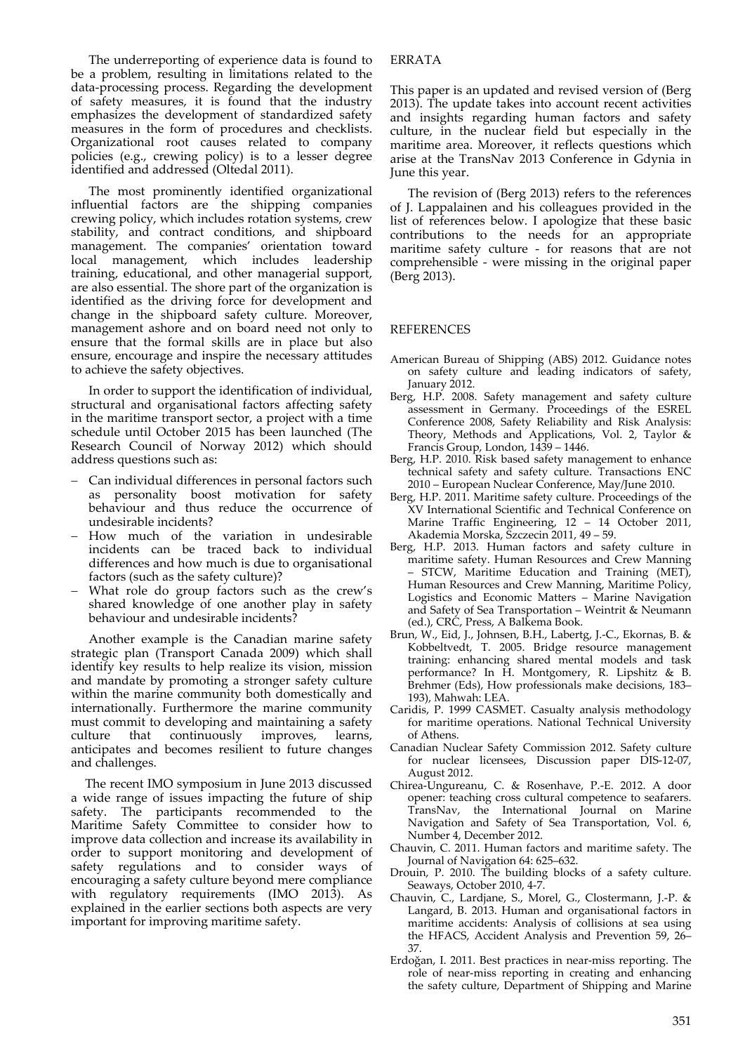The underreporting of experience data is found to be a problem, resulting in limitations related to the data-processing process. Regarding the development of safety measures, it is found that the industry emphasizes the development of standardized safety measures in the form of procedures and checklists. Organizational root causes related to company policies (e.g., crewing policy) is to a lesser degree identified and addressed (Oltedal 2011).

The most prominently identified organizational influential factors are the shipping companies crewing policy, which includes rotation systems, crew stability, and contract conditions, and shipboard management. The companies' orientation toward local management, which includes leadership training, educational, and other managerial support, are also essential. The shore part of the organization is identified as the driving force for development and change in the shipboard safety culture. Moreover, management ashore and on board need not only to ensure that the formal skills are in place but also ensure, encourage and inspire the necessary attitudes to achieve the safety objectives.

In order to support the identification of individual, structural and organisational factors affecting safety in the maritime transport sector, a project with a time schedule until October 2015 has been launched (The Research Council of Norway 2012) which should address questions such as:

- Can individual differences in personal factors such as personality boost motivation for safety behaviour and thus reduce the occurrence of undesirable incidents?
- How much of the variation in undesirable incidents can be traced back to individual differences and how much is due to organisational factors (such as the safety culture)?
- What role do group factors such as the crew's shared knowledge of one another play in safety behaviour and undesirable incidents?

Another example is the Canadian marine safety strategic plan (Transport Canada 2009) which shall identify key results to help realize its vision, mission and mandate by promoting a stronger safety culture within the marine community both domestically and internationally. Furthermore the marine community must commit to developing and maintaining a safety culture that continuously improves, learns, anticipates and becomes resilient to future changes and challenges.

The recent IMO symposium in June 2013 discussed a wide range of issues impacting the future of ship safety. The participants recommended to the Maritime Safety Committee to consider how to improve data collection and increase its availability in order to support monitoring and development of safety regulations and to consider ways of encouraging a safety culture beyond mere compliance with regulatory requirements (IMO 2013). As explained in the earlier sections both aspects are very important for improving maritime safety.

## ERRATA

This paper is an updated and revised version of (Berg 2013). The update takes into account recent activities and insights regarding human factors and safety culture, in the nuclear field but especially in the maritime area. Moreover, it reflects questions which arise at the TransNav 2013 Conference in Gdynia in June this year.

The revision of (Berg 2013) refers to the references of J. Lappalainen and his colleagues provided in the list of references below. I apologize that these basic contributions to the needs for an appropriate maritime safety culture - for reasons that are not comprehensible - were missing in the original paper (Berg 2013).

## REFERENCES

American Bureau of Shipping (ABS) 2012. Guidance notes on safety culture and leading indicators of safety, January 2012.

Berg, H.P. 2008. Safety management and safety culture assessment in Germany. Proceedings of the ESREL Conference 2008, Safety Reliability and Risk Analysis: Theory, Methods and Applications, Vol. 2, Taylor & Francis Group, London, 1439 – 1446.

Berg, H.P. 2010. Risk based safety management to enhance technical safety and safety culture. Transactions ENC 2010 – European Nuclear Conference, May/June 2010.

Berg, H.P. 2011. Maritime safety culture. Proceedings of the XV International Scientific and Technical Conference on Marine Traffic Engineering, 12 – 14 October 2011, Akademia Morska, Szczecin 2011, 49 – 59.

Berg, H.P. 2013. Human factors and safety culture in maritime safety. Human Resources and Crew Manning – STCW, Maritime Education and Training (MET), Human Resources and Crew Manning, Maritime Policy, Logistics and Economic Matters – Marine Navigation and Safety of Sea Transportation – Weintrit & Neumann (ed.), CRC, Press, A Balkema Book.

Brun, W., Eid, J., Johnsen, B.H., Labertg, J.-C., Ekornas, B. & Kobbeltvedt, T. 2005. Bridge resource management training: enhancing shared mental models and task performance? In H. Montgomery, R. Lipshitz & B. Brehmer (Eds), How professionals make decisions, 183–193), Mahwah: LEA.

Caridis, P. 1999 CASMET. Casualty analysis methodology for maritime operations. National Technical University of Athens.

Canadian Nuclear Safety Commission 2012. Safety culture for nuclear licensees, Discussion paper DIS-12-07, August 2012.

Chirea-Ungureanu, C. & Rosenhave, P.-E. 2012. A door opener: teaching cross cultural competence to seafarers. TransNav, the International Journal on Marine Navigation and Safety of Sea Transportation, Vol. 6, Number 4, December 2012.

Chauvin, C. 2011. Human factors and maritime safety. The Journal of Navigation 64: 625–632.

Drouin, P. 2010. The building blocks of a safety culture. Seaways, October 2010, 4-7.

Chauvin, C., Lardjane, S., Morel, G., Clostermann, J.-P. & Langard, B. 2013. Human and organisational factors in maritime accidents: Analysis of collisions at sea using the HFACS, Accident Analysis and Prevention 59, 26–37.

Erdoğan, I. 2011. Best practices in near-miss reporting. The role of near-miss reporting in creating and enhancing the safety culture, Department of Shipping and Marine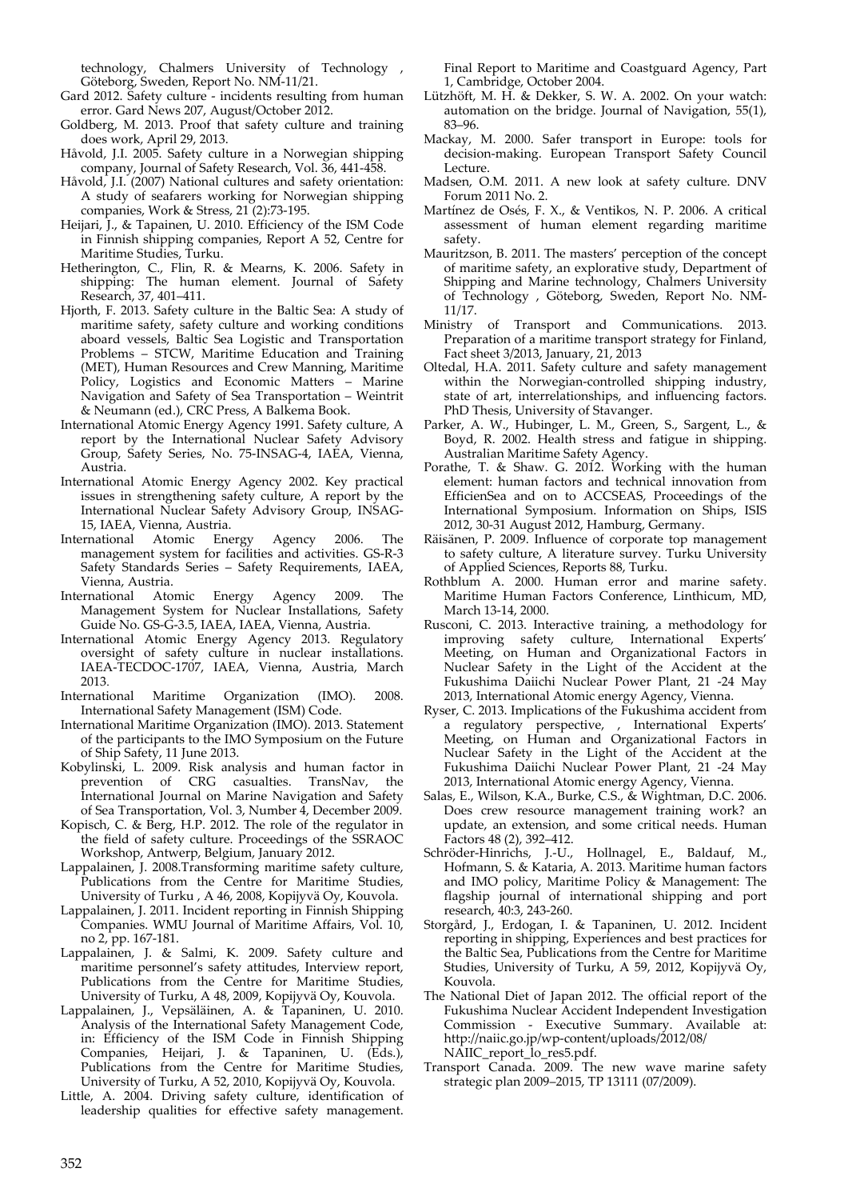technology, Chalmers University of Technology , Göteborg, Sweden, Report No. NM-11/21.

Gard 2012. Safety culture - incidents resulting from human error. Gard News 207, August/October 2012.

Goldberg, M. 2013. Proof that safety culture and training does work, April 29, 2013.

Håvold, J.I. 2005. Safety culture in a Norwegian shipping company, Journal of Safety Research, Vol. 36, 441-458.

Håvold, J.I. (2007) National cultures and safety orientation: A study of seafarers working for Norwegian shipping companies, Work & Stress, 21 (2):73-195.

Heijari, J., & Tapainen, U. 2010. Efficiency of the ISM Code in Finnish shipping companies, Report A 52, Centre for Maritime Studies, Turku.

Hetherington, C., Flin, R. & Mearns, K. 2006. Safety in shipping: The human element. Journal of Safety Research, 37, 401–411.

Hjorth, F. 2013. Safety culture in the Baltic Sea: A study of maritime safety, safety culture and working conditions aboard vessels, Baltic Sea Logistic and Transportation Problems – STCW, Maritime Education and Training (MET), Human Resources and Crew Manning, Maritime Policy, Logistics and Economic Matters – Marine Navigation and Safety of Sea Transportation – Weintrit & Neumann (ed.), CRC Press, A Balkema Book.

International Atomic Energy Agency 1991. Safety culture, A report by the International Nuclear Safety Advisory Group, Safety Series, No. 75-INSAG-4, IAEA, Vienna, Austria.

International Atomic Energy Agency 2002. Key practical issues in strengthening safety culture, A report by the International Nuclear Safety Advisory Group, INSAG-15, IAEA, Vienna, Austria.

International Atomic Energy Agency 2006. The management system for facilities and activities. GS-R-3 Safety Standards Series – Safety Requirements, IAEA, Vienna, Austria.

International Atomic Energy Agency 2009. The Management System for Nuclear Installations, Safety Guide No. GS-G-3.5, IAEA, IAEA, Vienna, Austria.

International Atomic Energy Agency 2013. Regulatory oversight of safety culture in nuclear installations. IAEA-TECDOC-1707, IAEA, Vienna, Austria, March 2013.

International Maritime Organization (IMO). 2008. International Safety Management (ISM) Code.

International Maritime Organization (IMO). 2013. Statement of the participants to the IMO Symposium on the Future of Ship Safety, 11 June 2013.

Kobylinski, L. 2009. Risk analysis and human factor in prevention of CRG casualties. TransNav, the International Journal on Marine Navigation and Safety of Sea Transportation, Vol. 3, Number 4, December 2009.

Kopisch, C. & Berg, H.P. 2012. The role of the regulator in the field of safety culture. Proceedings of the SSRAOC Workshop, Antwerp, Belgium, January 2012.

Lappalainen, J. 2008.Transforming maritime safety culture, Publications from the Centre for Maritime Studies, University of Turku , A 46, 2008, Kopijyvä Oy, Kouvola.

Lappalainen, J. 2011. Incident reporting in Finnish Shipping Companies. WMU Journal of Maritime Affairs, Vol. 10, no 2, pp. 167-181.

Lappalainen, J. & Salmi, K. 2009. Safety culture and maritime personnel's safety attitudes, Interview report, Publications from the Centre for Maritime Studies, University of Turku, A 48, 2009, Kopijyvä Oy, Kouvola.

Lappalainen, J., Vepsäläinen, A. & Tapaninen, U. 2010. Analysis of the International Safety Management Code, in: Efficiency of the ISM Code in Finnish Shipping Companies, Heijari, J. & Tapaninen, U. (Eds.), Publications from the Centre for Maritime Studies, University of Turku, A 52, 2010, Kopijyvä Oy, Kouvola.

Little, A. 2004. Driving safety culture, identification of leadership qualities for effective safety management. Final Report to Maritime and Coastguard Agency, Part 1, Cambridge, October 2004.

Lützhöft, M. H. & Dekker, S. W. A. 2002. On your watch: automation on the bridge. Journal of Navigation, 55(1), 83–96.

Mackay, M. 2000. Safer transport in Europe: tools for decision-making. European Transport Safety Council Lecture.

Madsen, O.M. 2011. A new look at safety culture. DNV Forum 2011 No. 2.

Martínez de Osés, F. X., & Ventikos, N. P. 2006. A critical assessment of human element regarding maritime safety.

Mauritzson, B. 2011. The masters' perception of the concept of maritime safety, an explorative study, Department of Shipping and Marine technology, Chalmers University of Technology , Göteborg, Sweden, Report No. NM-11/17.

Ministry of Transport and Communications. 2013. Preparation of a maritime transport strategy for Finland, Fact sheet 3/2013, January, 21, 2013

Oltedal, H.A. 2011. Safety culture and safety management within the Norwegian-controlled shipping industry, state of art, interrelationships, and influencing factors. PhD Thesis, University of Stavanger.

Parker, A. W., Hubinger, L. M., Green, S., Sargent, L., & Boyd, R. 2002. Health stress and fatigue in shipping. Australian Maritime Safety Agency.

Porathe, T. & Shaw. G. 2012. Working with the human element: human factors and technical innovation from EfficienSea and on to ACCSEAS, Proceedings of the International Symposium. Information on Ships, ISIS 2012, 30-31 August 2012, Hamburg, Germany.

Räisänen, P. 2009. Influence of corporate top management to safety culture, A literature survey. Turku University of Applied Sciences, Reports 88, Turku.

Rothblum A. 2000. Human error and marine safety. Maritime Human Factors Conference, Linthicum, MD, March 13-14, 2000.

Rusconi, C. 2013. Interactive training, a methodology for improving safety culture, International Experts' Meeting, on Human and Organizational Factors in Nuclear Safety in the Light of the Accident at the Fukushima Daiichi Nuclear Power Plant, 21 -24 May 2013, International Atomic energy Agency, Vienna.

Ryser, C. 2013. Implications of the Fukushima accident from a regulatory perspective, , International Experts' Meeting, on Human and Organizational Factors in Nuclear Safety in the Light of the Accident at the Fukushima Daiichi Nuclear Power Plant, 21 -24 May 2013, International Atomic energy Agency, Vienna.

Salas, E., Wilson, K.A., Burke, C.S., & Wightman, D.C. 2006. Does crew resource management training work? an update, an extension, and some critical needs. Human Factors 48 (2), 392–412.

Schröder-Hinrichs, J.-U., Hollnagel, E., Baldauf, M., Hofmann, S. & Kataria, A. 2013. Maritime human factors and IMO policy, Maritime Policy & Management: The flagship journal of international shipping and port research, 40:3, 243-260.

Storgård, J., Erdogan, I. & Tapaninen, U. 2012. Incident reporting in shipping, Experiences and best practices for the Baltic Sea, Publications from the Centre for Maritime Studies, University of Turku, A 59, 2012, Kopijyvä Oy, Kouvola.

The National Diet of Japan 2012. The official report of the Fukushima Nuclear Accident Independent Investigation Commission - Executive Summary. Available at: http://naiic.go.jp/wp-content/uploads/2012/08/NAIIC_report_lo_res5.pdf.

Transport Canada. 2009. The new wave marine safety strategic plan 2009–2015, TP 13111 (07/2009).